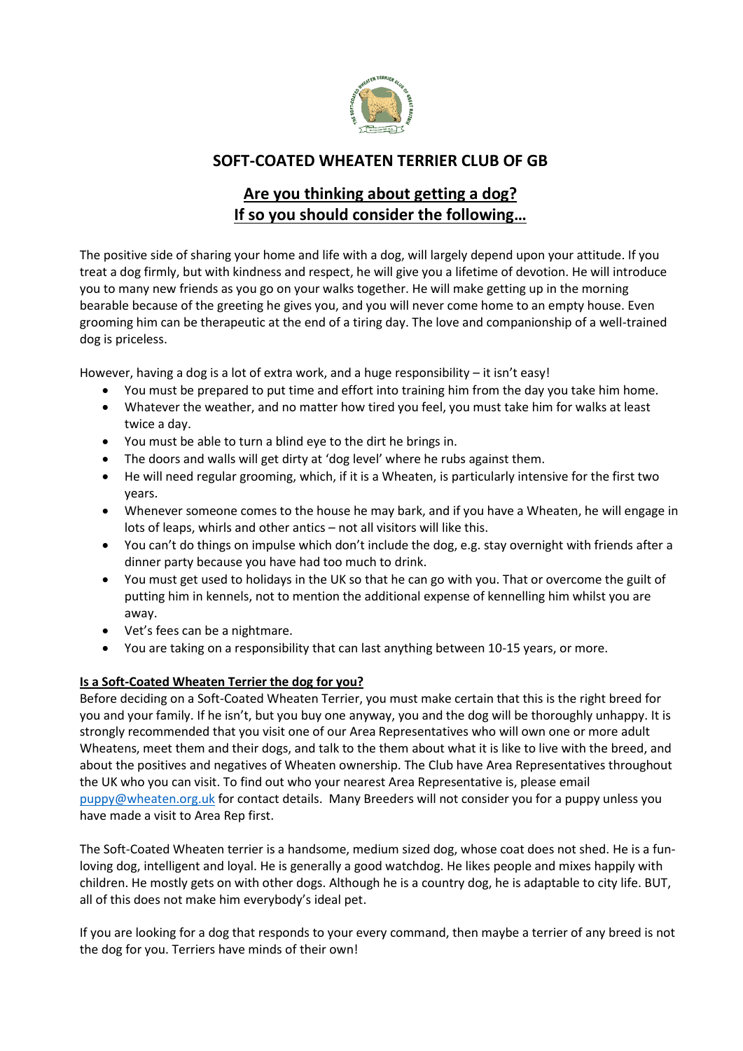# SOFT-COATED WHEATEN TERRIER CLUB OF GB

## Are you thinking about getting a dog? If so you should consider the following…

The positive side of sharing your home and life with a dog, will largely depend upon your attitude. If you treat a dog firmly, but with kindness and respect, he will give you a lifetime of devotion. He will introduce you to many new friends as you go on your walks together. He will make getting up in the morning bearable because of the greeting he gives you, and you will never come home to an empty house. Even grooming him can be therapeutic at the end of a tiring day. The love and companionship of a well-trained dog is priceless.

However, having a dog is a lot of extra work, and a huge responsibility – it isn't easy!

- You must be prepared to put time and effort into training him from the day you take him home.
- Whatever the weather, and no matter how tired you feel, you must take him for walks at least twice a day.
- You must be able to turn a blind eye to the dirt he brings in.
- The doors and walls will get dirty at 'dog level' where he rubs against them.
- He will need regular grooming, which, if it is a Wheaten, is particularly intensive for the first two years.
- Whenever someone comes to the house he may bark, and if you have a Wheaten, he will engage in lots of leaps, whirls and other antics – not all visitors will like this.
- You can't do things on impulse which don't include the dog, e.g. stay overnight with friends after a dinner party because you have had too much to drink.
- You must get used to holidays in the UK so that he can go with you. That or overcome the guilt of putting him in kennels, not to mention the additional expense of kennelling him whilst you are away.
- Vet's fees can be a nightmare.
- You are taking on a responsibility that can last anything between 10-15 years, or more.

### Is a Soft-Coated Wheaten Terrier the dog for you?

Before deciding on a Soft-Coated Wheaten Terrier, you must make certain that this is the right breed for you and your family. If he isn't, but you buy one anyway, you and the dog will be thoroughly unhappy. It is strongly recommended that you visit one of our Area Representatives who will own one or more adult Wheatens, meet them and their dogs, and talk to the them about what it is like to live with the breed, and about the positives and negatives of Wheaten ownership. The Club have Area Representatives throughout the UK who you can visit. To find out who your nearest Area Representative is, please email puppy@wheaten.org.uk for contact details. Many Breeders will not consider you for a puppy unless you have made a visit to Area Rep first.

The Soft-Coated Wheaten terrier is a handsome, medium sized dog, whose coat does not shed. He is a fun-loving dog, intelligent and loyal. He is generally a good watchdog. He likes people and mixes happily with children. He mostly gets on with other dogs. Although he is a country dog, he is adaptable to city life. BUT, all of this does not make him everybody's ideal pet.

If you are looking for a dog that responds to your every command, then maybe a terrier of any breed is not the dog for you. Terriers have minds of their own!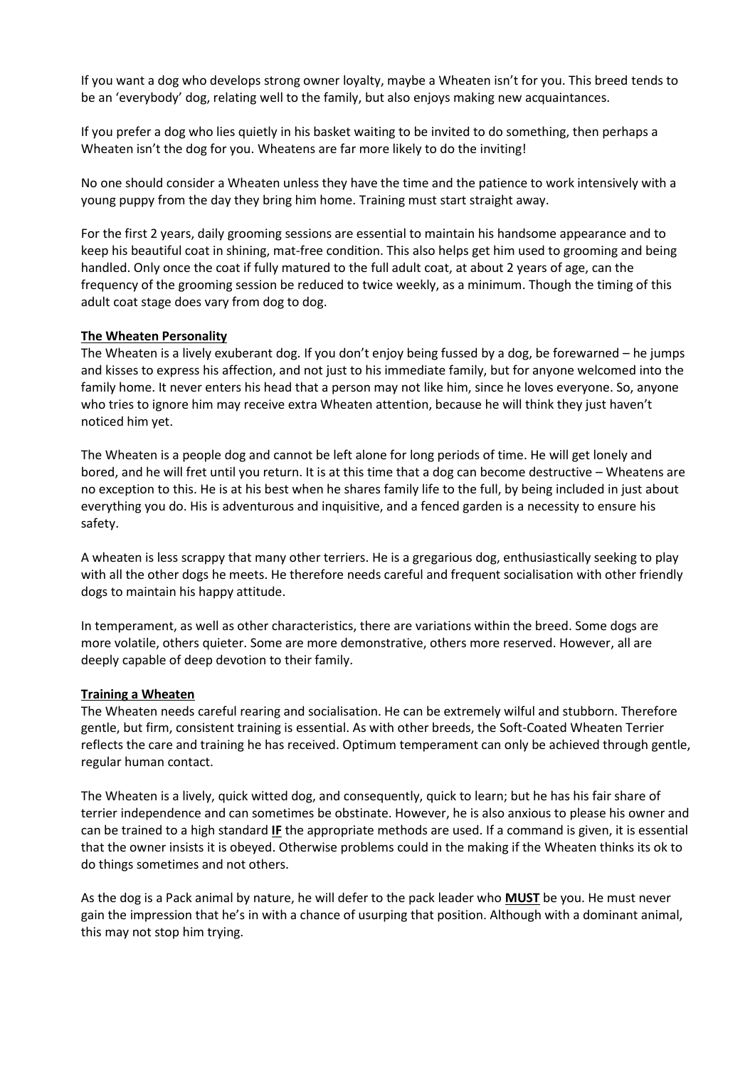If you want a dog who develops strong owner loyalty, maybe a Wheaten isn't for you. This breed tends to be an 'everybody' dog, relating well to the family, but also enjoys making new acquaintances.

If you prefer a dog who lies quietly in his basket waiting to be invited to do something, then perhaps a Wheaten isn't the dog for you. Wheatens are far more likely to do the inviting!

No one should consider a Wheaten unless they have the time and the patience to work intensively with a young puppy from the day they bring him home. Training must start straight away.

For the first 2 years, daily grooming sessions are essential to maintain his handsome appearance and to keep his beautiful coat in shining, mat-free condition. This also helps get him used to grooming and being handled. Only once the coat if fully matured to the full adult coat, at about 2 years of age, can the frequency of the grooming session be reduced to twice weekly, as a minimum. Though the timing of this adult coat stage does vary from dog to dog.

## The Wheaten Personality

The Wheaten is a lively exuberant dog. If you don't enjoy being fussed by a dog, be forewarned – he jumps and kisses to express his affection, and not just to his immediate family, but for anyone welcomed into the family home. It never enters his head that a person may not like him, since he loves everyone. So, anyone who tries to ignore him may receive extra Wheaten attention, because he will think they just haven't noticed him yet.

The Wheaten is a people dog and cannot be left alone for long periods of time. He will get lonely and bored, and he will fret until you return. It is at this time that a dog can become destructive – Wheatens are no exception to this. He is at his best when he shares family life to the full, by being included in just about everything you do. His is adventurous and inquisitive, and a fenced garden is a necessity to ensure his safety.

A wheaten is less scrappy that many other terriers. He is a gregarious dog, enthusiastically seeking to play with all the other dogs he meets. He therefore needs careful and frequent socialisation with other friendly dogs to maintain his happy attitude.

In temperament, as well as other characteristics, there are variations within the breed. Some dogs are more volatile, others quieter. Some are more demonstrative, others more reserved. However, all are deeply capable of deep devotion to their family.

## Training a Wheaten

The Wheaten needs careful rearing and socialisation. He can be extremely wilful and stubborn. Therefore gentle, but firm, consistent training is essential. As with other breeds, the Soft-Coated Wheaten Terrier reflects the care and training he has received. Optimum temperament can only be achieved through gentle, regular human contact.

The Wheaten is a lively, quick witted dog, and consequently, quick to learn; but he has his fair share of terrier independence and can sometimes be obstinate. However, he is also anxious to please his owner and can be trained to a high standard **IF** the appropriate methods are used. If a command is given, it is essential that the owner insists it is obeyed. Otherwise problems could in the making if the Wheaten thinks its ok to do things sometimes and not others.

As the dog is a Pack animal by nature, he will defer to the pack leader who **MUST** be you. He must never gain the impression that he's in with a chance of usurping that position. Although with a dominant animal, this may not stop him trying.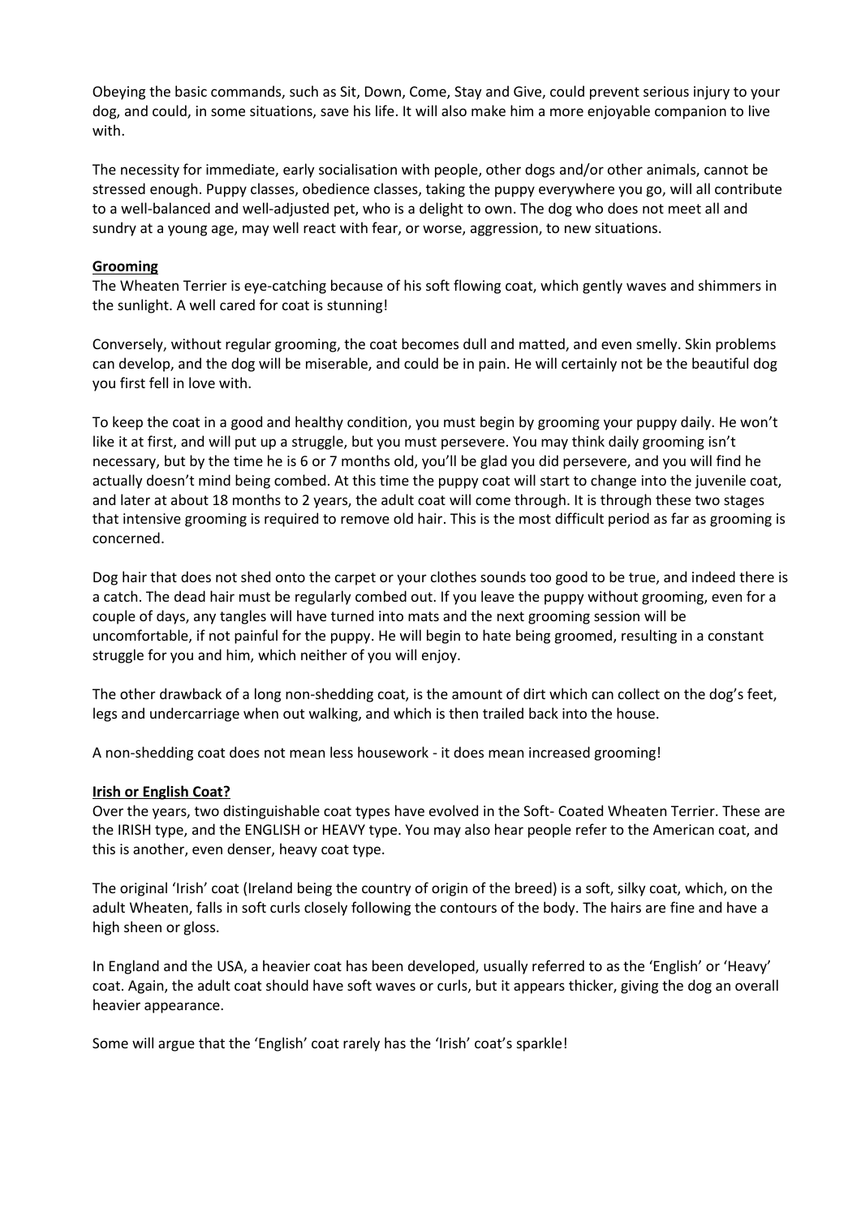Obeying the basic commands, such as Sit, Down, Come, Stay and Give, could prevent serious injury to your dog, and could, in some situations, save his life. It will also make him a more enjoyable companion to live with.

The necessity for immediate, early socialisation with people, other dogs and/or other animals, cannot be stressed enough. Puppy classes, obedience classes, taking the puppy everywhere you go, will all contribute to a well-balanced and well-adjusted pet, who is a delight to own. The dog who does not meet all and sundry at a young age, may well react with fear, or worse, aggression, to new situations.

## Grooming

The Wheaten Terrier is eye-catching because of his soft flowing coat, which gently waves and shimmers in the sunlight. A well cared for coat is stunning!

Conversely, without regular grooming, the coat becomes dull and matted, and even smelly. Skin problems can develop, and the dog will be miserable, and could be in pain. He will certainly not be the beautiful dog you first fell in love with.

To keep the coat in a good and healthy condition, you must begin by grooming your puppy daily. He won't like it at first, and will put up a struggle, but you must persevere. You may think daily grooming isn't necessary, but by the time he is 6 or 7 months old, you'll be glad you did persevere, and you will find he actually doesn't mind being combed. At this time the puppy coat will start to change into the juvenile coat, and later at about 18 months to 2 years, the adult coat will come through. It is through these two stages that intensive grooming is required to remove old hair. This is the most difficult period as far as grooming is concerned.

Dog hair that does not shed onto the carpet or your clothes sounds too good to be true, and indeed there is a catch. The dead hair must be regularly combed out. If you leave the puppy without grooming, even for a couple of days, any tangles will have turned into mats and the next grooming session will be uncomfortable, if not painful for the puppy. He will begin to hate being groomed, resulting in a constant struggle for you and him, which neither of you will enjoy.

The other drawback of a long non-shedding coat, is the amount of dirt which can collect on the dog's feet, legs and undercarriage when out walking, and which is then trailed back into the house.

A non-shedding coat does not mean less housework - it does mean increased grooming!

## Irish or English Coat?

Over the years, two distinguishable coat types have evolved in the Soft- Coated Wheaten Terrier. These are the IRISH type, and the ENGLISH or HEAVY type. You may also hear people refer to the American coat, and this is another, even denser, heavy coat type.

The original 'Irish' coat (Ireland being the country of origin of the breed) is a soft, silky coat, which, on the adult Wheaten, falls in soft curls closely following the contours of the body. The hairs are fine and have a high sheen or gloss.

In England and the USA, a heavier coat has been developed, usually referred to as the 'English' or 'Heavy' coat. Again, the adult coat should have soft waves or curls, but it appears thicker, giving the dog an overall heavier appearance.

Some will argue that the 'English' coat rarely has the 'Irish' coat's sparkle!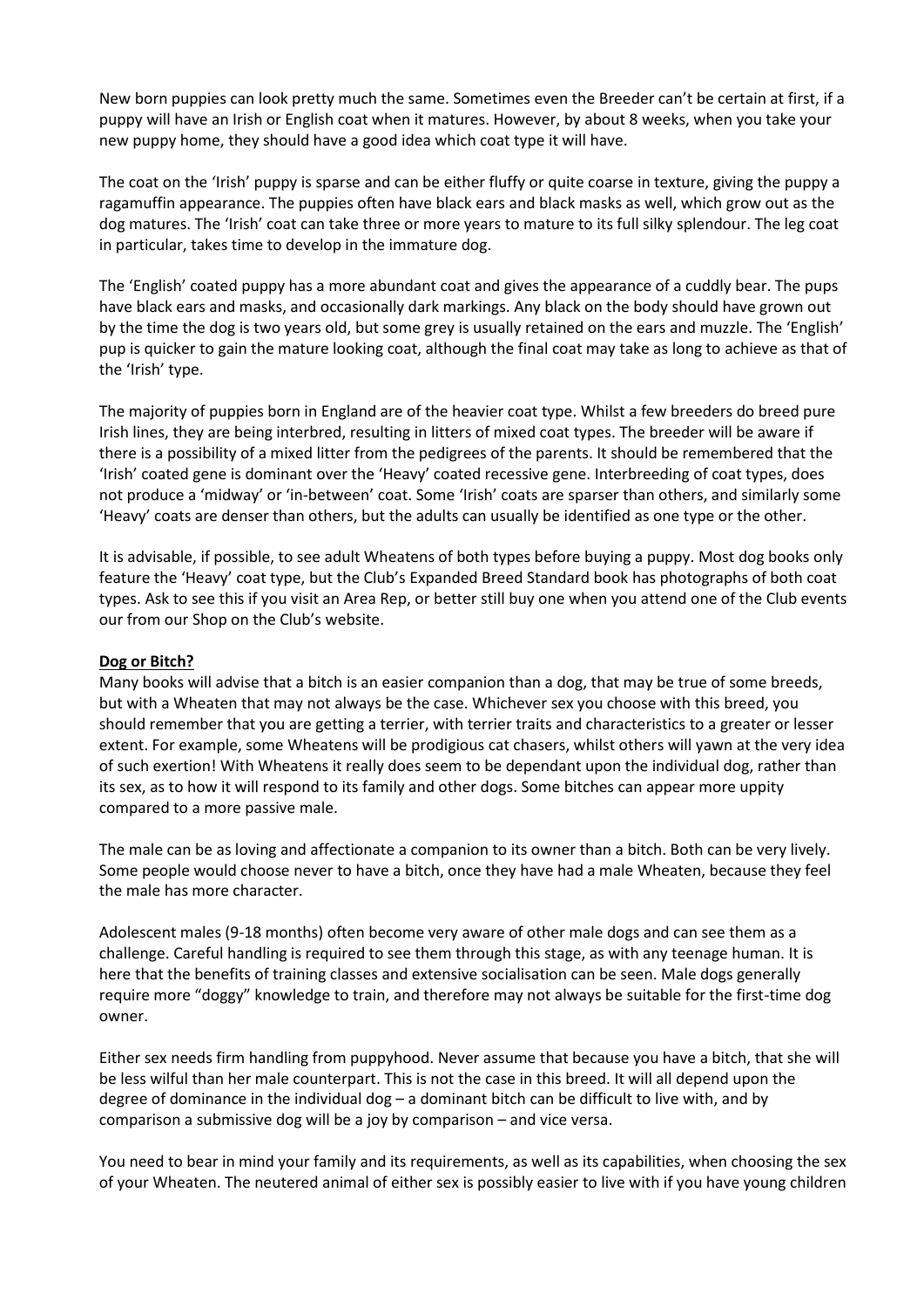New born puppies can look pretty much the same. Sometimes even the Breeder can't be certain at first, if a puppy will have an Irish or English coat when it matures. However, by about 8 weeks, when you take your new puppy home, they should have a good idea which coat type it will have.

The coat on the 'Irish' puppy is sparse and can be either fluffy or quite coarse in texture, giving the puppy a ragamuffin appearance. The puppies often have black ears and black masks as well, which grow out as the dog matures. The 'Irish' coat can take three or more years to mature to its full silky splendour. The leg coat in particular, takes time to develop in the immature dog.

The 'English' coated puppy has a more abundant coat and gives the appearance of a cuddly bear. The pups have black ears and masks, and occasionally dark markings. Any black on the body should have grown out by the time the dog is two years old, but some grey is usually retained on the ears and muzzle. The 'English' pup is quicker to gain the mature looking coat, although the final coat may take as long to achieve as that of the 'Irish' type.

The majority of puppies born in England are of the heavier coat type. Whilst a few breeders do breed pure Irish lines, they are being interbred, resulting in litters of mixed coat types. The breeder will be aware if there is a possibility of a mixed litter from the pedigrees of the parents. It should be remembered that the 'Irish' coated gene is dominant over the 'Heavy' coated recessive gene. Interbreeding of coat types, does not produce a 'midway' or 'in-between' coat. Some 'Irish' coats are sparser than others, and similarly some 'Heavy' coats are denser than others, but the adults can usually be identified as one type or the other.

It is advisable, if possible, to see adult Wheatens of both types before buying a puppy. Most dog books only feature the 'Heavy' coat type, but the Club's Expanded Breed Standard book has photographs of both coat types. Ask to see this if you visit an Area Rep, or better still buy one when you attend one of the Club events our from our Shop on the Club's website.

**<u>Dog or Bitch?</u>**

Many books will advise that a bitch is an easier companion than a dog, that may be true of some breeds, but with a Wheaten that may not always be the case. Whichever sex you choose with this breed, you should remember that you are getting a terrier, with terrier traits and characteristics to a greater or lesser extent. For example, some Wheatens will be prodigious cat chasers, whilst others will yawn at the very idea of such exertion! With Wheatens it really does seem to be dependant upon the individual dog, rather than its sex, as to how it will respond to its family and other dogs. Some bitches can appear more uppity compared to a more passive male.

The male can be as loving and affectionate a companion to its owner than a bitch. Both can be very lively. Some people would choose never to have a bitch, once they have had a male Wheaten, because they feel the male has more character.

Adolescent males (9-18 months) often become very aware of other male dogs and can see them as a challenge. Careful handling is required to see them through this stage, as with any teenage human. It is here that the benefits of training classes and extensive socialisation can be seen. Male dogs generally require more "doggy" knowledge to train, and therefore may not always be suitable for the first-time dog owner.

Either sex needs firm handling from puppyhood. Never assume that because you have a bitch, that she will be less wilful than her male counterpart. This is not the case in this breed. It will all depend upon the degree of dominance in the individual dog – a dominant bitch can be difficult to live with, and by comparison a submissive dog will be a joy by comparison – and vice versa.

You need to bear in mind your family and its requirements, as well as its capabilities, when choosing the sex of your Wheaten. The neutered animal of either sex is possibly easier to live with if you have young children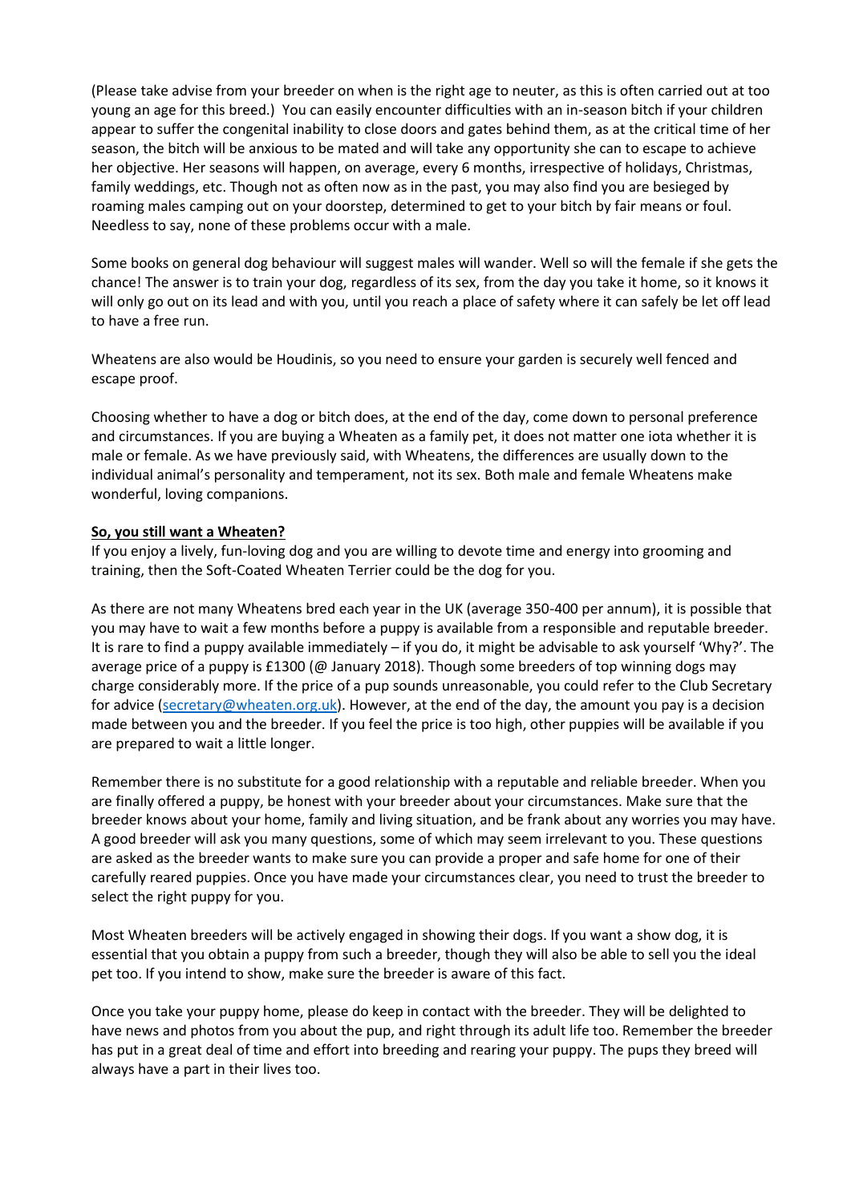(Please take advise from your breeder on when is the right age to neuter, as this is often carried out at too young an age for this breed.) You can easily encounter difficulties with an in-season bitch if your children appear to suffer the congenital inability to close doors and gates behind them, as at the critical time of her season, the bitch will be anxious to be mated and will take any opportunity she can to escape to achieve her objective. Her seasons will happen, on average, every 6 months, irrespective of holidays, Christmas, family weddings, etc. Though not as often now as in the past, you may also find you are besieged by roaming males camping out on your doorstep, determined to get to your bitch by fair means or foul. Needless to say, none of these problems occur with a male.

Some books on general dog behaviour will suggest males will wander. Well so will the female if she gets the chance! The answer is to train your dog, regardless of its sex, from the day you take it home, so it knows it will only go out on its lead and with you, until you reach a place of safety where it can safely be let off lead to have a free run.

Wheatens are also would be Houdinis, so you need to ensure your garden is securely well fenced and escape proof.

Choosing whether to have a dog or bitch does, at the end of the day, come down to personal preference and circumstances. If you are buying a Wheaten as a family pet, it does not matter one iota whether it is male or female. As we have previously said, with Wheatens, the differences are usually down to the individual animal's personality and temperament, not its sex. Both male and female Wheatens make wonderful, loving companions.

**So, you still want a Wheaten?**

If you enjoy a lively, fun-loving dog and you are willing to devote time and energy into grooming and training, then the Soft-Coated Wheaten Terrier could be the dog for you.

As there are not many Wheatens bred each year in the UK (average 350-400 per annum), it is possible that you may have to wait a few months before a puppy is available from a responsible and reputable breeder. It is rare to find a puppy available immediately – if you do, it might be advisable to ask yourself 'Why?'. The average price of a puppy is £1300 (@ January 2018). Though some breeders of top winning dogs may charge considerably more. If the price of a pup sounds unreasonable, you could refer to the Club Secretary for advice (secretary@wheaten.org.uk). However, at the end of the day, the amount you pay is a decision made between you and the breeder. If you feel the price is too high, other puppies will be available if you are prepared to wait a little longer.

Remember there is no substitute for a good relationship with a reputable and reliable breeder. When you are finally offered a puppy, be honest with your breeder about your circumstances. Make sure that the breeder knows about your home, family and living situation, and be frank about any worries you may have. A good breeder will ask you many questions, some of which may seem irrelevant to you. These questions are asked as the breeder wants to make sure you can provide a proper and safe home for one of their carefully reared puppies. Once you have made your circumstances clear, you need to trust the breeder to select the right puppy for you.

Most Wheaten breeders will be actively engaged in showing their dogs. If you want a show dog, it is essential that you obtain a puppy from such a breeder, though they will also be able to sell you the ideal pet too. If you intend to show, make sure the breeder is aware of this fact.

Once you take your puppy home, please do keep in contact with the breeder. They will be delighted to have news and photos from you about the pup, and right through its adult life too. Remember the breeder has put in a great deal of time and effort into breeding and rearing your puppy. The pups they breed will always have a part in their lives too.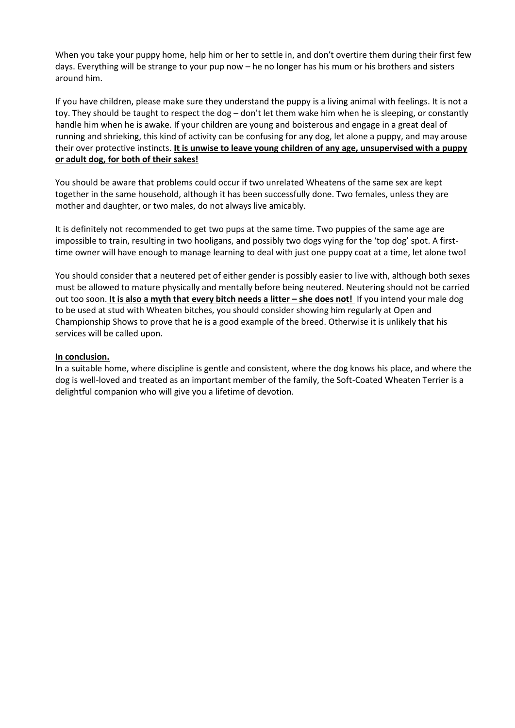When you take your puppy home, help him or her to settle in, and don't overtire them during their first few days. Everything will be strange to your pup now – he no longer has his mum or his brothers and sisters around him.

If you have children, please make sure they understand the puppy is a living animal with feelings. It is not a toy. They should be taught to respect the dog – don't let them wake him when he is sleeping, or constantly handle him when he is awake. If your children are young and boisterous and engage in a great deal of running and shrieking, this kind of activity can be confusing for any dog, let alone a puppy, and may arouse their over protective instincts. **<u>It is unwise to leave young children of any age, unsupervised with a puppy or adult dog, for both of their sakes!</u>**

You should be aware that problems could occur if two unrelated Wheatens of the same sex are kept together in the same household, although it has been successfully done. Two females, unless they are mother and daughter, or two males, do not always live amicably.

It is definitely not recommended to get two pups at the same time. Two puppies of the same age are impossible to train, resulting in two hooligans, and possibly two dogs vying for the 'top dog' spot. A first-time owner will have enough to manage learning to deal with just one puppy coat at a time, let alone two!

You should consider that a neutered pet of either gender is possibly easier to live with, although both sexes must be allowed to mature physically and mentally before being neutered. Neutering should not be carried out too soon. **<u>It is also a myth that every bitch needs a litter – she does not!</u>** If you intend your male dog to be used at stud with Wheaten bitches, you should consider showing him regularly at Open and Championship Shows to prove that he is a good example of the breed. Otherwise it is unlikely that his services will be called upon.

**<u>In conclusion.</u>**

In a suitable home, where discipline is gentle and consistent, where the dog knows his place, and where the dog is well-loved and treated as an important member of the family, the Soft-Coated Wheaten Terrier is a delightful companion who will give you a lifetime of devotion.